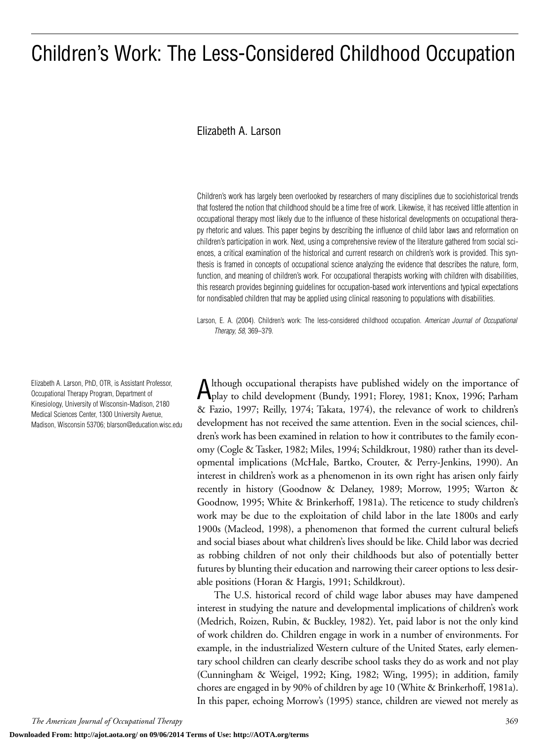# Children's Work: The Less-Considered Childhood Occupation

Elizabeth A. Larson

Children's work has largely been overlooked by researchers of many disciplines due to sociohistorical trends that fostered the notion that childhood should be a time free of work. Likewise, it has received little attention in occupational therapy most likely due to the influence of these historical developments on occupational therapy rhetoric and values. This paper begins by describing the influence of child labor laws and reformation on children's participation in work. Next, using a comprehensive review of the literature gathered from social sciences, a critical examination of the historical and current research on children's work is provided. This synthesis is framed in concepts of occupational science analyzing the evidence that describes the nature, form, function, and meaning of children's work. For occupational therapists working with children with disabilities, this research provides beginning guidelines for occupation-based work interventions and typical expectations for nondisabled children that may be applied using clinical reasoning to populations with disabilities.

Larson, E. A. (2004). Children's work: The less-considered childhood occupation. *American Journal of Occupational Therapy, 58,* 369–379.

Elizabeth A. Larson, PhD, OTR, is Assistant Professor, Occupational Therapy Program, Department of Kinesiology, University of Wisconsin-Madison, 2180 Medical Sciences Center, 1300 University Avenue, Madison, Wisconsin 53706; blarson@education.wisc.edu

Although occupational therapists have published widely on the importance of play to child development (Bundy, 1991; Florey, 1981; Knox, 1996; Parham & Fazio, 1997; Reilly, 1974; Takata, 1974), the relevance of work to children's development has not received the same attention. Even in the social sciences, children's work has been examined in relation to how it contributes to the family economy (Cogle & Tasker, 1982; Miles, 1994; Schildkrout, 1980) rather than its developmental implications (McHale, Bartko, Crouter, & Perry-Jenkins, 1990). An interest in children's work as a phenomenon in its own right has arisen only fairly recently in history (Goodnow & Delaney, 1989; Morrow, 1995; Warton & Goodnow, 1995; White & Brinkerhoff, 1981a). The reticence to study children's work may be due to the exploitation of child labor in the late 1800s and early 1900s (Macleod, 1998), a phenomenon that formed the current cultural beliefs and social biases about what children's lives should be like. Child labor was decried as robbing children of not only their childhoods but also of potentially better futures by blunting their education and narrowing their career options to less desirable positions (Horan & Hargis, 1991; Schildkrout).

The U.S. historical record of child wage labor abuses may have dampened interest in studying the nature and developmental implications of children's work (Medrich, Roizen, Rubin, & Buckley, 1982). Yet, paid labor is not the only kind of work children do. Children engage in work in a number of environments. For example, in the industrialized Western culture of the United States, early elementary school children can clearly describe school tasks they do as work and not play (Cunningham & Weigel, 1992; King, 1982; Wing, 1995); in addition, family chores are engaged in by 90% of children by age 10 (White & Brinkerhoff, 1981a). In this paper, echoing Morrow's (1995) stance, children are viewed not merely as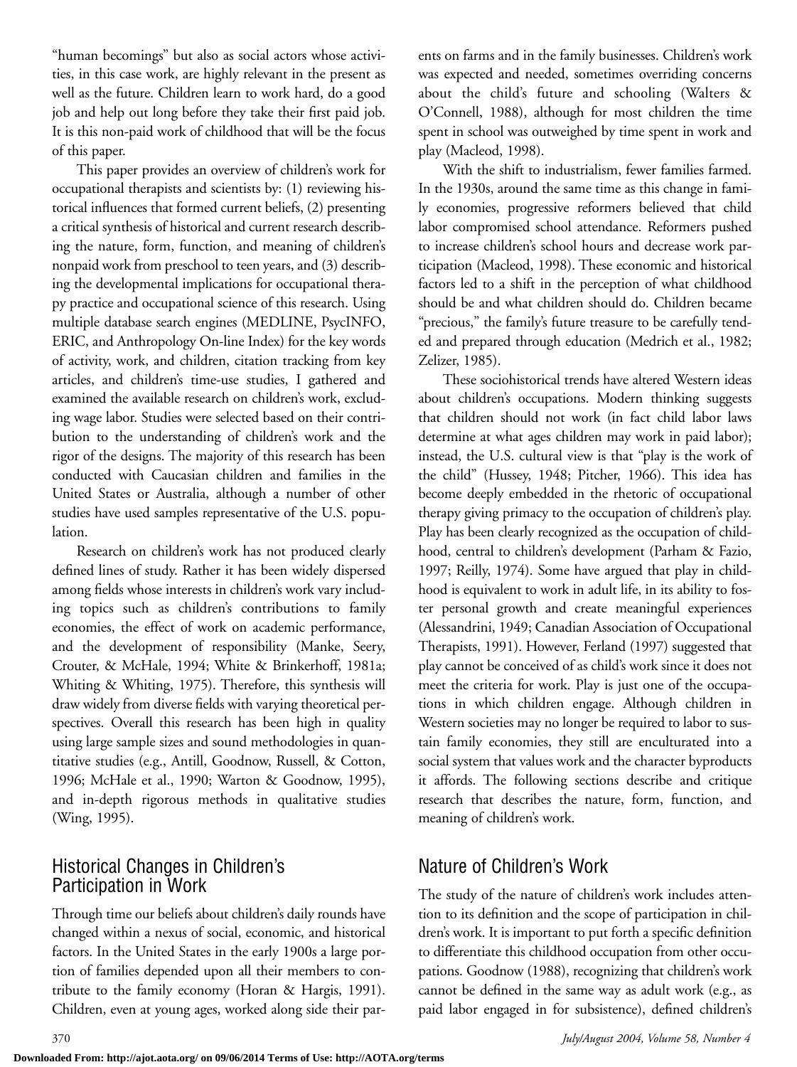"human becomings" but also as social actors whose activities, in this case work, are highly relevant in the present as well as the future. Children learn to work hard, do a good job and help out long before they take their first paid job. It is this non-paid work of childhood that will be the focus of this paper.

This paper provides an overview of children's work for occupational therapists and scientists by: (1) reviewing historical influences that formed current beliefs, (2) presenting a critical synthesis of historical and current research describing the nature, form, function, and meaning of children's nonpaid work from preschool to teen years, and (3) describing the developmental implications for occupational therapy practice and occupational science of this research. Using multiple database search engines (MEDLINE, PsycINFO, ERIC, and Anthropology On-line Index) for the key words of activity, work, and children, citation tracking from key articles, and children's time-use studies, I gathered and examined the available research on children's work, excluding wage labor. Studies were selected based on their contribution to the understanding of children's work and the rigor of the designs. The majority of this research has been conducted with Caucasian children and families in the United States or Australia, although a number of other studies have used samples representative of the U.S. population.

Research on children's work has not produced clearly defined lines of study. Rather it has been widely dispersed among fields whose interests in children's work vary including topics such as children's contributions to family economies, the effect of work on academic performance, and the development of responsibility (Manke, Seery, Crouter, & McHale, 1994; White & Brinkerhoff, 1981a; Whiting & Whiting, 1975). Therefore, this synthesis will draw widely from diverse fields with varying theoretical perspectives. Overall this research has been high in quality using large sample sizes and sound methodologies in quantitative studies (e.g., Antill, Goodnow, Russell, & Cotton, 1996; McHale et al., 1990; Warton & Goodnow, 1995), and in-depth rigorous methods in qualitative studies (Wing, 1995).

## Historical Changes in Children's Participation in Work

Through time our beliefs about children's daily rounds have changed within a nexus of social, economic, and historical factors. In the United States in the early 1900s a large portion of families depended upon all their members to contribute to the family economy (Horan & Hargis, 1991). Children, even at young ages, worked along side their parents on farms and in the family businesses. Children's work was expected and needed, sometimes overriding concerns about the child's future and schooling (Walters & O'Connell, 1988), although for most children the time spent in school was outweighed by time spent in work and play (Macleod, 1998).

With the shift to industrialism, fewer families farmed. In the 1930s, around the same time as this change in family economies, progressive reformers believed that child labor compromised school attendance. Reformers pushed to increase children's school hours and decrease work participation (Macleod, 1998). These economic and historical factors led to a shift in the perception of what childhood should be and what children should do. Children became "precious," the family's future treasure to be carefully tended and prepared through education (Medrich et al., 1982; Zelizer, 1985).

These sociohistorical trends have altered Western ideas about children's occupations. Modern thinking suggests that children should not work (in fact child labor laws determine at what ages children may work in paid labor); instead, the U.S. cultural view is that "play is the work of the child" (Hussey, 1948; Pitcher, 1966). This idea has become deeply embedded in the rhetoric of occupational therapy giving primacy to the occupation of children's play. Play has been clearly recognized as the occupation of childhood, central to children's development (Parham & Fazio, 1997; Reilly, 1974). Some have argued that play in childhood is equivalent to work in adult life, in its ability to foster personal growth and create meaningful experiences (Alessandrini, 1949; Canadian Association of Occupational Therapists, 1991). However, Ferland (1997) suggested that play cannot be conceived of as child's work since it does not meet the criteria for work. Play is just one of the occupations in which children engage. Although children in Western societies may no longer be required to labor to sustain family economies, they still are enculturated into a social system that values work and the character byproducts it affords. The following sections describe and critique research that describes the nature, form, function, and meaning of children's work.

## Nature of Children's Work

The study of the nature of children's work includes attention to its definition and the scope of participation in children's work. It is important to put forth a specific definition to differentiate this childhood occupation from other occupations. Goodnow (1988), recognizing that children's work cannot be defined in the same way as adult work (e.g., as paid labor engaged in for subsistence), defined children's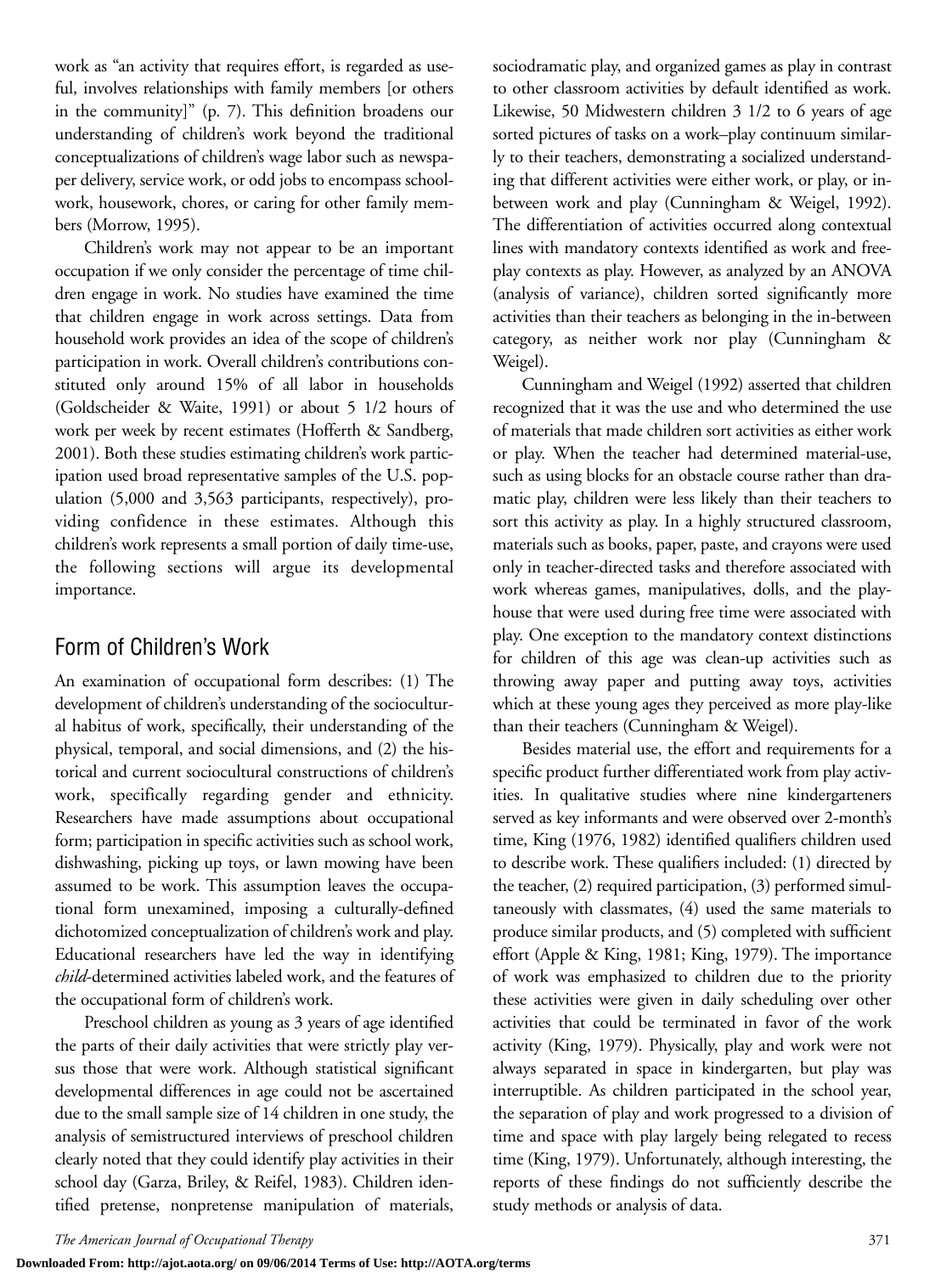work as "an activity that requires effort, is regarded as useful, involves relationships with family members [or others in the community]" (p. 7). This definition broadens our understanding of children's work beyond the traditional conceptualizations of children's wage labor such as newspaper delivery, service work, or odd jobs to encompass schoolwork, housework, chores, or caring for other family members (Morrow, 1995).

Children's work may not appear to be an important occupation if we only consider the percentage of time children engage in work. No studies have examined the time that children engage in work across settings. Data from household work provides an idea of the scope of children's participation in work. Overall children's contributions constituted only around 15% of all labor in households (Goldscheider & Waite, 1991) or about 5 1/2 hours of work per week by recent estimates (Hofferth & Sandberg, 2001). Both these studies estimating children's work participation used broad representative samples of the U.S. population (5,000 and 3,563 participants, respectively), providing confidence in these estimates. Although this children's work represents a small portion of daily time-use, the following sections will argue its developmental importance.

## Form of Children's Work

An examination of occupational form describes: (1) The development of children's understanding of the sociocultural habitus of work, specifically, their understanding of the physical, temporal, and social dimensions, and (2) the historical and current sociocultural constructions of children's work, specifically regarding gender and ethnicity. Researchers have made assumptions about occupational form; participation in specific activities such as school work, dishwashing, picking up toys, or lawn mowing have been assumed to be work. This assumption leaves the occupational form unexamined, imposing a culturally-defined dichotomized conceptualization of children's work and play. Educational researchers have led the way in identifying *child*-determined activities labeled work, and the features of the occupational form of children's work.

Preschool children as young as 3 years of age identified the parts of their daily activities that were strictly play versus those that were work. Although statistical significant developmental differences in age could not be ascertained due to the small sample size of 14 children in one study, the analysis of semistructured interviews of preschool children clearly noted that they could identify play activities in their school day (Garza, Briley, & Reifel, 1983). Children identified pretense, nonpretense manipulation of materials, sociodramatic play, and organized games as play in contrast to other classroom activities by default identified as work. Likewise, 50 Midwestern children 3 1/2 to 6 years of age sorted pictures of tasks on a work–play continuum similarly to their teachers, demonstrating a socialized understanding that different activities were either work, or play, or in-between work and play (Cunningham & Weigel, 1992). The differentiation of activities occurred along contextual lines with mandatory contexts identified as work and free-play contexts as play. However, as analyzed by an ANOVA (analysis of variance), children sorted significantly more activities than their teachers as belonging in the in-between category, as neither work nor play (Cunningham & Weigel).

Cunningham and Weigel (1992) asserted that children recognized that it was the use and who determined the use of materials that made children sort activities as either work or play. When the teacher had determined material-use, such as using blocks for an obstacle course rather than dramatic play, children were less likely than their teachers to sort this activity as play. In a highly structured classroom, materials such as books, paper, paste, and crayons were used only in teacher-directed tasks and therefore associated with work whereas games, manipulatives, dolls, and the playhouse that were used during free time were associated with play. One exception to the mandatory context distinctions for children of this age was clean-up activities such as throwing away paper and putting away toys, activities which at these young ages they perceived as more play-like than their teachers (Cunningham & Weigel).

Besides material use, the effort and requirements for a specific product further differentiated work from play activities. In qualitative studies where nine kindergarteners served as key informants and were observed over 2-month's time, King (1976, 1982) identified qualifiers children used to describe work. These qualifiers included: (1) directed by the teacher, (2) required participation, (3) performed simultaneously with classmates, (4) used the same materials to produce similar products, and (5) completed with sufficient effort (Apple & King, 1981; King, 1979). The importance of work was emphasized to children due to the priority these activities were given in daily scheduling over other activities that could be terminated in favor of the work activity (King, 1979). Physically, play and work were not always separated in space in kindergarten, but play was interruptible. As children participated in the school year, the separation of play and work progressed to a division of time and space with play largely being relegated to recess time (King, 1979). Unfortunately, although interesting, the reports of these findings do not sufficiently describe the study methods or analysis of data.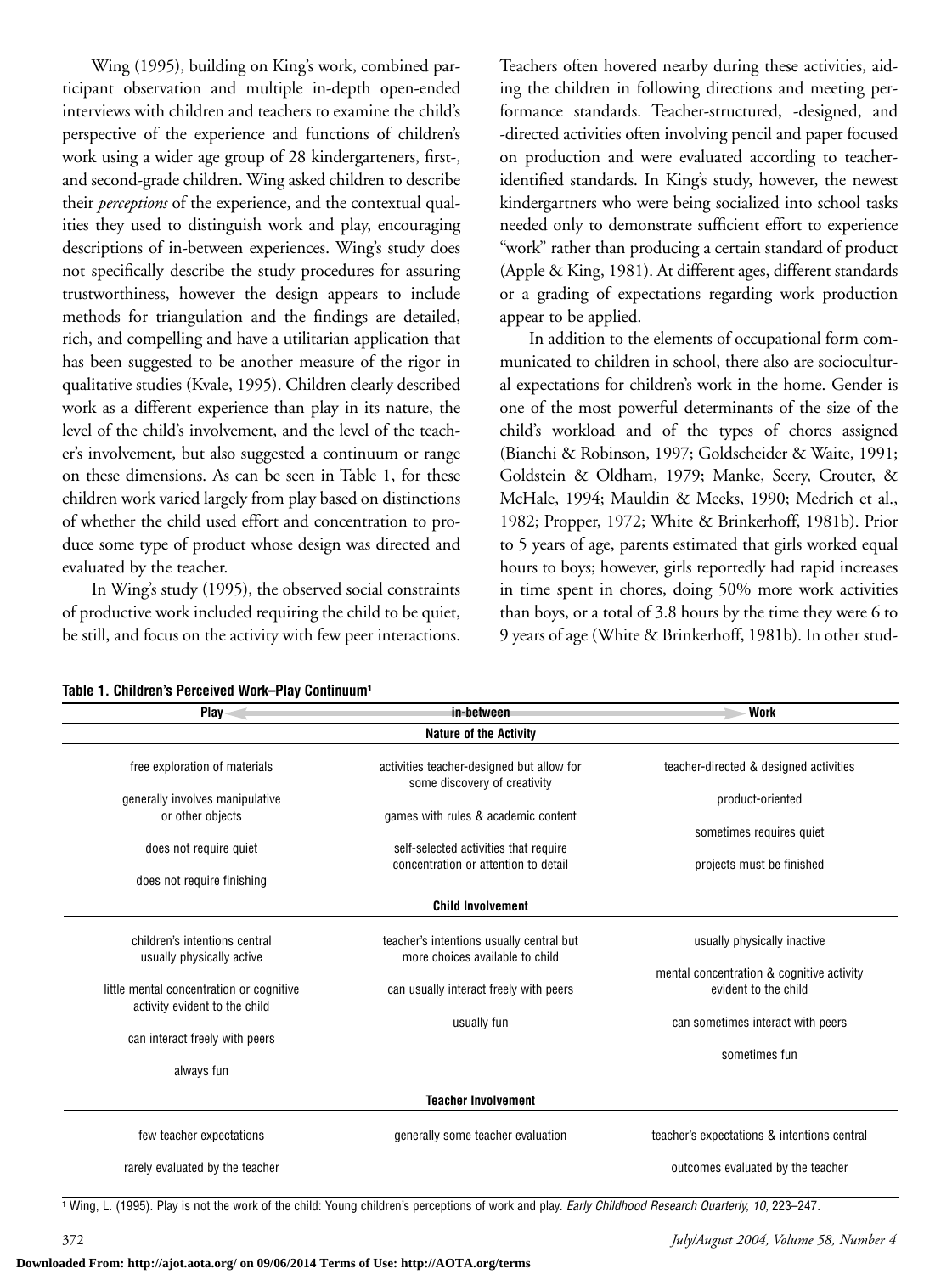Wing (1995), building on King's work, combined participant observation and multiple in-depth open-ended interviews with children and teachers to examine the child's perspective of the experience and functions of children's work using a wider age group of 28 kindergarteners, first-, and second-grade children. Wing asked children to describe their *perceptions* of the experience, and the contextual qualities they used to distinguish work and play, encouraging descriptions of in-between experiences. Wing's study does not specifically describe the study procedures for assuring trustworthiness, however the design appears to include methods for triangulation and the findings are detailed, rich, and compelling and have a utilitarian application that has been suggested to be another measure of the rigor in qualitative studies (Kvale, 1995). Children clearly described work as a different experience than play in its nature, the level of the child's involvement, and the level of the teacher's involvement, but also suggested a continuum or range on these dimensions. As can be seen in Table 1, for these children work varied largely from play based on distinctions of whether the child used effort and concentration to produce some type of product whose design was directed and evaluated by the teacher.

In Wing's study (1995), the observed social constraints of productive work included requiring the child to be quiet, be still, and focus on the activity with few peer interactions. Teachers often hovered nearby during these activities, aiding the children in following directions and meeting performance standards. Teacher-structured, -designed, and -directed activities often involving pencil and paper focused on production and were evaluated according to teacher-identified standards. In King's study, however, the newest kindergartners who were being socialized into school tasks needed only to demonstrate sufficient effort to experience "work" rather than producing a certain standard of product (Apple & King, 1981). At different ages, different standards or a grading of expectations regarding work production appear to be applied.

In addition to the elements of occupational form communicated to children in school, there also are sociocultural expectations for children's work in the home. Gender is one of the most powerful determinants of the size of the child's workload and of the types of chores assigned (Bianchi & Robinson, 1997; Goldscheider & Waite, 1991; Goldstein & Oldham, 1979; Manke, Seery, Crouter, & McHale, 1994; Mauldin & Meeks, 1990; Medrich et al., 1982; Propper, 1972; White & Brinkerhoff, 1981b). Prior to 5 years of age, parents estimated that girls worked equal hours to boys; however, girls reportedly had rapid increases in time spent in chores, doing 50% more work activities than boys, or a total of 3.8 hours by the time they were 6 to 9 years of age (White & Brinkerhoff, 1981b). In other stud-

**Table 1. Children's Perceived Work–Play Continuum[1]**

| Play | in-between | Work |
|---|---|---|
| **Nature of the Activity** | | |
| free exploration of materials | activities teacher-designed but allow for some discovery of creativity | teacher-directed & designed activities |
| generally involves manipulative or other objects | games with rules & academic content | product-oriented |
| does not require quiet | self-selected activities that require concentration or attention to detail | sometimes requires quiet |
| does not require finishing | | projects must be finished |
| **Child Involvement** | | |
| children's intentions central usually physically active | teacher's intentions usually central but more choices available to child | usually physically inactive |
| little mental concentration or cognitive activity evident to the child | can usually interact freely with peers | mental concentration & cognitive activity evident to the child |
| can interact freely with peers | usually fun | can sometimes interact with peers |
| always fun | | sometimes fun |
| **Teacher Involvement** | | |
| few teacher expectations | generally some teacher evaluation | teacher's expectations & intentions central |
| rarely evaluated by the teacher | | outcomes evaluated by the teacher |

[1] Wing, L. (1995). Play is not the work of the child: Young children's perceptions of work and play. *Early Childhood Research Quarterly, 10,* 223–247.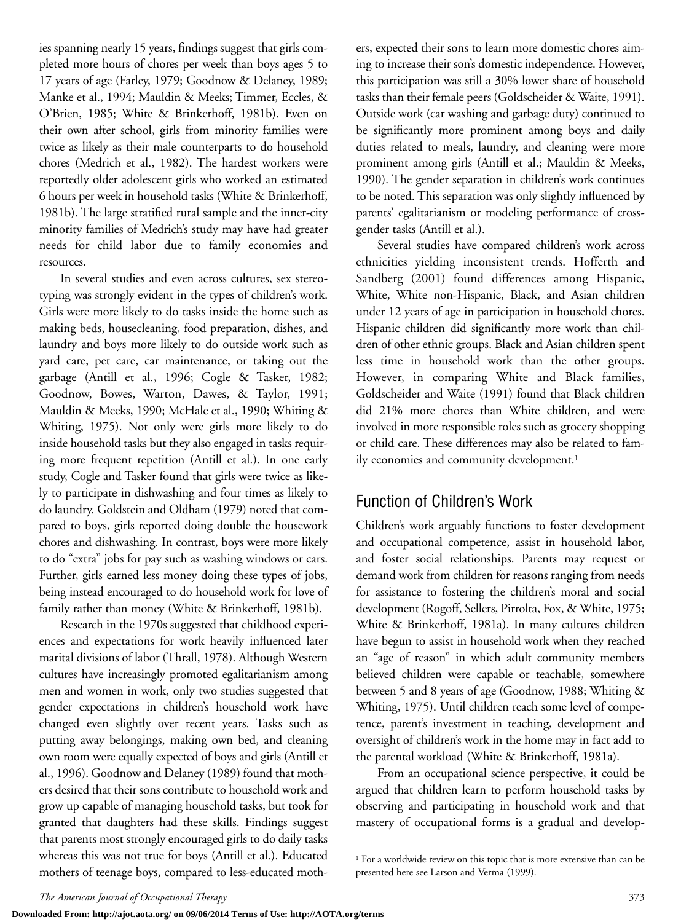ies spanning nearly 15 years, findings suggest that girls completed more hours of chores per week than boys ages 5 to 17 years of age (Farley, 1979; Goodnow & Delaney, 1989; Manke et al., 1994; Mauldin & Meeks; Timmer, Eccles, & O'Brien, 1985; White & Brinkerhoff, 1981b). Even on their own after school, girls from minority families were twice as likely as their male counterparts to do household chores (Medrich et al., 1982). The hardest workers were reportedly older adolescent girls who worked an estimated 6 hours per week in household tasks (White & Brinkerhoff, 1981b). The large stratified rural sample and the inner-city minority families of Medrich's study may have had greater needs for child labor due to family economies and resources.

In several studies and even across cultures, sex stereotyping was strongly evident in the types of children's work. Girls were more likely to do tasks inside the home such as making beds, housecleaning, food preparation, dishes, and laundry and boys more likely to do outside work such as yard care, pet care, car maintenance, or taking out the garbage (Antill et al., 1996; Cogle & Tasker, 1982; Goodnow, Bowes, Warton, Dawes, & Taylor, 1991; Mauldin & Meeks, 1990; McHale et al., 1990; Whiting & Whiting, 1975). Not only were girls more likely to do inside household tasks but they also engaged in tasks requiring more frequent repetition (Antill et al.). In one early study, Cogle and Tasker found that girls were twice as likely to participate in dishwashing and four times as likely to do laundry. Goldstein and Oldham (1979) noted that compared to boys, girls reported doing double the housework chores and dishwashing. In contrast, boys were more likely to do "extra" jobs for pay such as washing windows or cars. Further, girls earned less money doing these types of jobs, being instead encouraged to do household work for love of family rather than money (White & Brinkerhoff, 1981b).

Research in the 1970s suggested that childhood experiences and expectations for work heavily influenced later marital divisions of labor (Thrall, 1978). Although Western cultures have increasingly promoted egalitarianism among men and women in work, only two studies suggested that gender expectations in children's household work have changed even slightly over recent years. Tasks such as putting away belongings, making own bed, and cleaning own room were equally expected of boys and girls (Antill et al., 1996). Goodnow and Delaney (1989) found that mothers desired that their sons contribute to household work and grow up capable of managing household tasks, but took for granted that daughters had these skills. Findings suggest that parents most strongly encouraged girls to do daily tasks whereas this was not true for boys (Antill et al.). Educated mothers of teenage boys, compared to less-educated mothers, expected their sons to learn more domestic chores aiming to increase their son's domestic independence. However, this participation was still a 30% lower share of household tasks than their female peers (Goldscheider & Waite, 1991). Outside work (car washing and garbage duty) continued to be significantly more prominent among boys and daily duties related to meals, laundry, and cleaning were more prominent among girls (Antill et al.; Mauldin & Meeks, 1990). The gender separation in children's work continues to be noted. This separation was only slightly influenced by parents' egalitarianism or modeling performance of cross-gender tasks (Antill et al.).

Several studies have compared children's work across ethnicities yielding inconsistent trends. Hofferth and Sandberg (2001) found differences among Hispanic, White, White non-Hispanic, Black, and Asian children under 12 years of age in participation in household chores. Hispanic children did significantly more work than children of other ethnic groups. Black and Asian children spent less time in household work than the other groups. However, in comparing White and Black families, Goldscheider and Waite (1991) found that Black children did 21% more chores than White children, and were involved in more responsible roles such as grocery shopping or child care. These differences may also be related to family economies and community development.[1]

## Function of Children's Work

Children's work arguably functions to foster development and occupational competence, assist in household labor, and foster social relationships. Parents may request or demand work from children for reasons ranging from needs for assistance to fostering the children's moral and social development (Rogoff, Sellers, Pirrolta, Fox, & White, 1975; White & Brinkerhoff, 1981a). In many cultures children have begun to assist in household work when they reached an "age of reason" in which adult community members believed children were capable or teachable, somewhere between 5 and 8 years of age (Goodnow, 1988; Whiting & Whiting, 1975). Until children reach some level of competence, parent's investment in teaching, development and oversight of children's work in the home may in fact add to the parental workload (White & Brinkerhoff, 1981a).

From an occupational science perspective, it could be argued that children learn to perform household tasks by observing and participating in household work and that mastery of occupational forms is a gradual and develop-

[1] For a worldwide review on this topic that is more extensive than can be presented here see Larson and Verma (1999).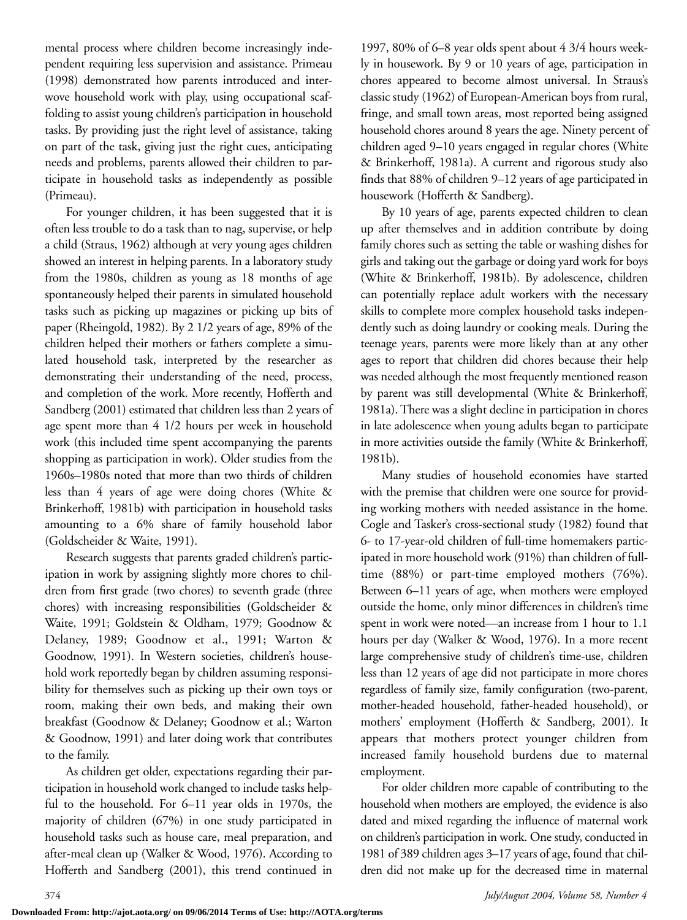mental process where children become increasingly independent requiring less supervision and assistance. Primeau (1998) demonstrated how parents introduced and interwove household work with play, using occupational scaffolding to assist young children's participation in household tasks. By providing just the right level of assistance, taking on part of the task, giving just the right cues, anticipating needs and problems, parents allowed their children to participate in household tasks as independently as possible (Primeau).

For younger children, it has been suggested that it is often less trouble to do a task than to nag, supervise, or help a child (Straus, 1962) although at very young ages children showed an interest in helping parents. In a laboratory study from the 1980s, children as young as 18 months of age spontaneously helped their parents in simulated household tasks such as picking up magazines or picking up bits of paper (Rheingold, 1982). By 2 1/2 years of age, 89% of the children helped their mothers or fathers complete a simulated household task, interpreted by the researcher as demonstrating their understanding of the need, process, and completion of the work. More recently, Hofferth and Sandberg (2001) estimated that children less than 2 years of age spent more than 4 1/2 hours per week in household work (this included time spent accompanying the parents shopping as participation in work). Older studies from the 1960s–1980s noted that more than two thirds of children less than 4 years of age were doing chores (White & Brinkerhoff, 1981b) with participation in household tasks amounting to a 6% share of family household labor (Goldscheider & Waite, 1991).

Research suggests that parents graded children's participation in work by assigning slightly more chores to children from first grade (two chores) to seventh grade (three chores) with increasing responsibilities (Goldscheider & Waite, 1991; Goldstein & Oldham, 1979; Goodnow & Delaney, 1989; Goodnow et al., 1991; Warton & Goodnow, 1991). In Western societies, children's household work reportedly began by children assuming responsibility for themselves such as picking up their own toys or room, making their own beds, and making their own breakfast (Goodnow & Delaney; Goodnow et al.; Warton & Goodnow, 1991) and later doing work that contributes to the family.

As children get older, expectations regarding their participation in household work changed to include tasks helpful to the household. For 6–11 year olds in 1970s, the majority of children (67%) in one study participated in household tasks such as house care, meal preparation, and after-meal clean up (Walker & Wood, 1976). According to Hofferth and Sandberg (2001), this trend continued in 1997, 80% of 6–8 year olds spent about 4 3/4 hours weekly in housework. By 9 or 10 years of age, participation in chores appeared to become almost universal. In Straus's classic study (1962) of European-American boys from rural, fringe, and small town areas, most reported being assigned household chores around 8 years the age. Ninety percent of children aged 9–10 years engaged in regular chores (White & Brinkerhoff, 1981a). A current and rigorous study also finds that 88% of children 9–12 years of age participated in housework (Hofferth & Sandberg).

By 10 years of age, parents expected children to clean up after themselves and in addition contribute by doing family chores such as setting the table or washing dishes for girls and taking out the garbage or doing yard work for boys (White & Brinkerhoff, 1981b). By adolescence, children can potentially replace adult workers with the necessary skills to complete more complex household tasks independently such as doing laundry or cooking meals. During the teenage years, parents were more likely than at any other ages to report that children did chores because their help was needed although the most frequently mentioned reason by parent was still developmental (White & Brinkerhoff, 1981a). There was a slight decline in participation in chores in late adolescence when young adults began to participate in more activities outside the family (White & Brinkerhoff, 1981b).

Many studies of household economies have started with the premise that children were one source for providing working mothers with needed assistance in the home. Cogle and Tasker's cross-sectional study (1982) found that 6- to 17-year-old children of full-time homemakers participated in more household work (91%) than children of full-time (88%) or part-time employed mothers (76%). Between 6–11 years of age, when mothers were employed outside the home, only minor differences in children's time spent in work were noted—an increase from 1 hour to 1.1 hours per day (Walker & Wood, 1976). In a more recent large comprehensive study of children's time-use, children less than 12 years of age did not participate in more chores regardless of family size, family configuration (two-parent, mother-headed household, father-headed household), or mothers' employment (Hofferth & Sandberg, 2001). It appears that mothers protect younger children from increased family household burdens due to maternal employment.

For older children more capable of contributing to the household when mothers are employed, the evidence is also dated and mixed regarding the influence of maternal work on children's participation in work. One study, conducted in 1981 of 389 children ages 3–17 years of age, found that children did not make up for the decreased time in maternal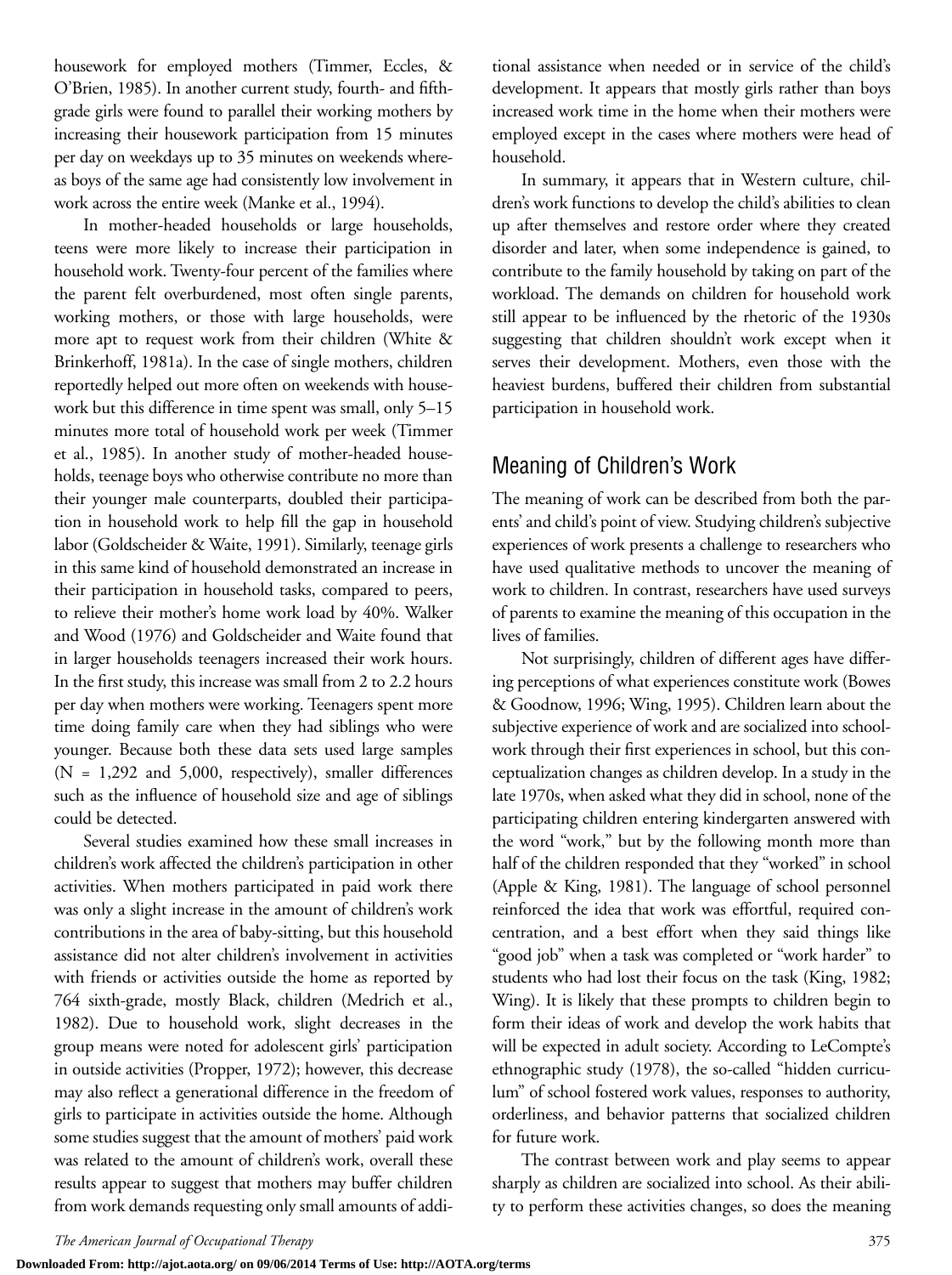housework for employed mothers (Timmer, Eccles, & O'Brien, 1985). In another current study, fourth- and fifth-grade girls were found to parallel their working mothers by increasing their housework participation from 15 minutes per day on weekdays up to 35 minutes on weekends whereas boys of the same age had consistently low involvement in work across the entire week (Manke et al., 1994).

In mother-headed households or large households, teens were more likely to increase their participation in household work. Twenty-four percent of the families where the parent felt overburdened, most often single parents, working mothers, or those with large households, were more apt to request work from their children (White & Brinkerhoff, 1981a). In the case of single mothers, children reportedly helped out more often on weekends with housework but this difference in time spent was small, only 5–15 minutes more total of household work per week (Timmer et al., 1985). In another study of mother-headed households, teenage boys who otherwise contribute no more than their younger male counterparts, doubled their participation in household work to help fill the gap in household labor (Goldscheider & Waite, 1991). Similarly, teenage girls in this same kind of household demonstrated an increase in their participation in household tasks, compared to peers, to relieve their mother's home work load by 40%. Walker and Wood (1976) and Goldscheider and Waite found that in larger households teenagers increased their work hours. In the first study, this increase was small from 2 to 2.2 hours per day when mothers were working. Teenagers spent more time doing family care when they had siblings who were younger. Because both these data sets used large samples (N = 1,292 and 5,000, respectively), smaller differences such as the influence of household size and age of siblings could be detected.

Several studies examined how these small increases in children's work affected the children's participation in other activities. When mothers participated in paid work there was only a slight increase in the amount of children's work contributions in the area of baby-sitting, but this household assistance did not alter children's involvement in activities with friends or activities outside the home as reported by 764 sixth-grade, mostly Black, children (Medrich et al., 1982). Due to household work, slight decreases in the group means were noted for adolescent girls' participation in outside activities (Propper, 1972); however, this decrease may also reflect a generational difference in the freedom of girls to participate in activities outside the home. Although some studies suggest that the amount of mothers' paid work was related to the amount of children's work, overall these results appear to suggest that mothers may buffer children from work demands requesting only small amounts of additional assistance when needed or in service of the child's development. It appears that mostly girls rather than boys increased work time in the home when their mothers were employed except in the cases where mothers were head of household.

In summary, it appears that in Western culture, children's work functions to develop the child's abilities to clean up after themselves and restore order where they created disorder and later, when some independence is gained, to contribute to the family household by taking on part of the workload. The demands on children for household work still appear to be influenced by the rhetoric of the 1930s suggesting that children shouldn't work except when it serves their development. Mothers, even those with the heaviest burdens, buffered their children from substantial participation in household work.

## Meaning of Children's Work

The meaning of work can be described from both the parents' and child's point of view. Studying children's subjective experiences of work presents a challenge to researchers who have used qualitative methods to uncover the meaning of work to children. In contrast, researchers have used surveys of parents to examine the meaning of this occupation in the lives of families.

Not surprisingly, children of different ages have differing perceptions of what experiences constitute work (Bowes & Goodnow, 1996; Wing, 1995). Children learn about the subjective experience of work and are socialized into schoolwork through their first experiences in school, but this conceptualization changes as children develop. In a study in the late 1970s, when asked what they did in school, none of the participating children entering kindergarten answered with the word "work," but by the following month more than half of the children responded that they "worked" in school (Apple & King, 1981). The language of school personnel reinforced the idea that work was effortful, required concentration, and a best effort when they said things like "good job" when a task was completed or "work harder" to students who had lost their focus on the task (King, 1982; Wing). It is likely that these prompts to children begin to form their ideas of work and develop the work habits that will be expected in adult society. According to LeCompte's ethnographic study (1978), the so-called "hidden curriculum" of school fostered work values, responses to authority, orderliness, and behavior patterns that socialized children for future work.

The contrast between work and play seems to appear sharply as children are socialized into school. As their ability to perform these activities changes, so does the meaning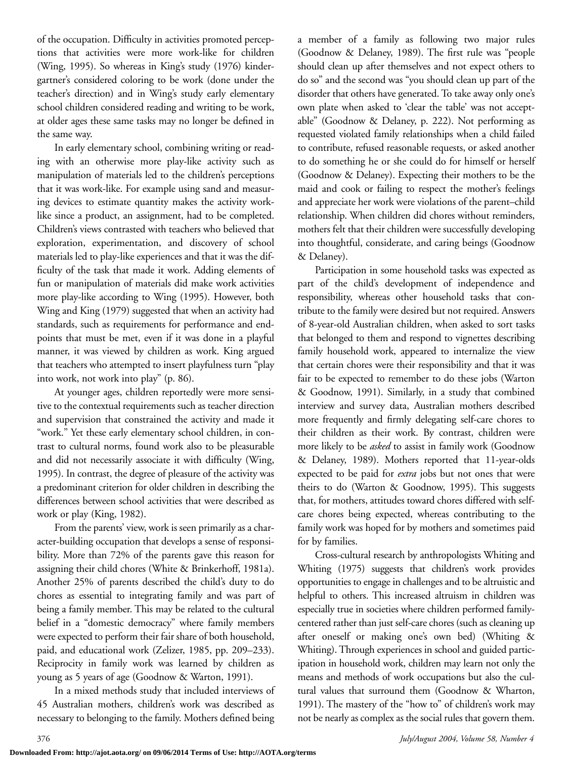of the occupation. Difficulty in activities promoted perceptions that activities were more work-like for children (Wing, 1995). So whereas in King's study (1976) kindergartner's considered coloring to be work (done under the teacher's direction) and in Wing's study early elementary school children considered reading and writing to be work, at older ages these same tasks may no longer be defined in the same way.

In early elementary school, combining writing or reading with an otherwise more play-like activity such as manipulation of materials led to the children's perceptions that it was work-like. For example using sand and measuring devices to estimate quantity makes the activity work-like since a product, an assignment, had to be completed. Children's views contrasted with teachers who believed that exploration, experimentation, and discovery of school materials led to play-like experiences and that it was the difficulty of the task that made it work. Adding elements of fun or manipulation of materials did make work activities more play-like according to Wing (1995). However, both Wing and King (1979) suggested that when an activity had standards, such as requirements for performance and end-points that must be met, even if it was done in a playful manner, it was viewed by children as work. King argued that teachers who attempted to insert playfulness turn "play into work, not work into play" (p. 86).

At younger ages, children reportedly were more sensitive to the contextual requirements such as teacher direction and supervision that constrained the activity and made it "work." Yet these early elementary school children, in contrast to cultural norms, found work also to be pleasurable and did not necessarily associate it with difficulty (Wing, 1995). In contrast, the degree of pleasure of the activity was a predominant criterion for older children in describing the differences between school activities that were described as work or play (King, 1982).

From the parents' view, work is seen primarily as a character-building occupation that develops a sense of responsibility. More than 72% of the parents gave this reason for assigning their child chores (White & Brinkerhoff, 1981a). Another 25% of parents described the child's duty to do chores as essential to integrating family and was part of being a family member. This may be related to the cultural belief in a "domestic democracy" where family members were expected to perform their fair share of both household, paid, and educational work (Zelizer, 1985, pp. 209–233). Reciprocity in family work was learned by children as young as 5 years of age (Goodnow & Warton, 1991).

In a mixed methods study that included interviews of 45 Australian mothers, children's work was described as necessary to belonging to the family. Mothers defined being a member of a family as following two major rules (Goodnow & Delaney, 1989). The first rule was "people should clean up after themselves and not expect others to do so" and the second was "you should clean up part of the disorder that others have generated. To take away only one's own plate when asked to 'clear the table' was not acceptable" (Goodnow & Delaney, p. 222). Not performing as requested violated family relationships when a child failed to contribute, refused reasonable requests, or asked another to do something he or she could do for himself or herself (Goodnow & Delaney). Expecting their mothers to be the maid and cook or failing to respect the mother's feelings and appreciate her work were violations of the parent–child relationship. When children did chores without reminders, mothers felt that their children were successfully developing into thoughtful, considerate, and caring beings (Goodnow & Delaney).

Participation in some household tasks was expected as part of the child's development of independence and responsibility, whereas other household tasks that contribute to the family were desired but not required. Answers of 8-year-old Australian children, when asked to sort tasks that belonged to them and respond to vignettes describing family household work, appeared to internalize the view that certain chores were their responsibility and that it was fair to be expected to remember to do these jobs (Warton & Goodnow, 1991). Similarly, in a study that combined interview and survey data, Australian mothers described more frequently and firmly delegating self-care chores to their children as their work. By contrast, children were more likely to be *asked* to assist in family work (Goodnow & Delaney, 1989). Mothers reported that 11-year-olds expected to be paid for *extra* jobs but not ones that were theirs to do (Warton & Goodnow, 1995). This suggests that, for mothers, attitudes toward chores differed with self-care chores being expected, whereas contributing to the family work was hoped for by mothers and sometimes paid for by families.

Cross-cultural research by anthropologists Whiting and Whiting (1975) suggests that children's work provides opportunities to engage in challenges and to be altruistic and helpful to others. This increased altruism in children was especially true in societies where children performed family-centered rather than just self-care chores (such as cleaning up after oneself or making one's own bed) (Whiting & Whiting). Through experiences in school and guided participation in household work, children may learn not only the means and methods of work occupations but also the cultural values that surround them (Goodnow & Wharton, 1991). The mastery of the "how to" of children's work may not be nearly as complex as the social rules that govern them.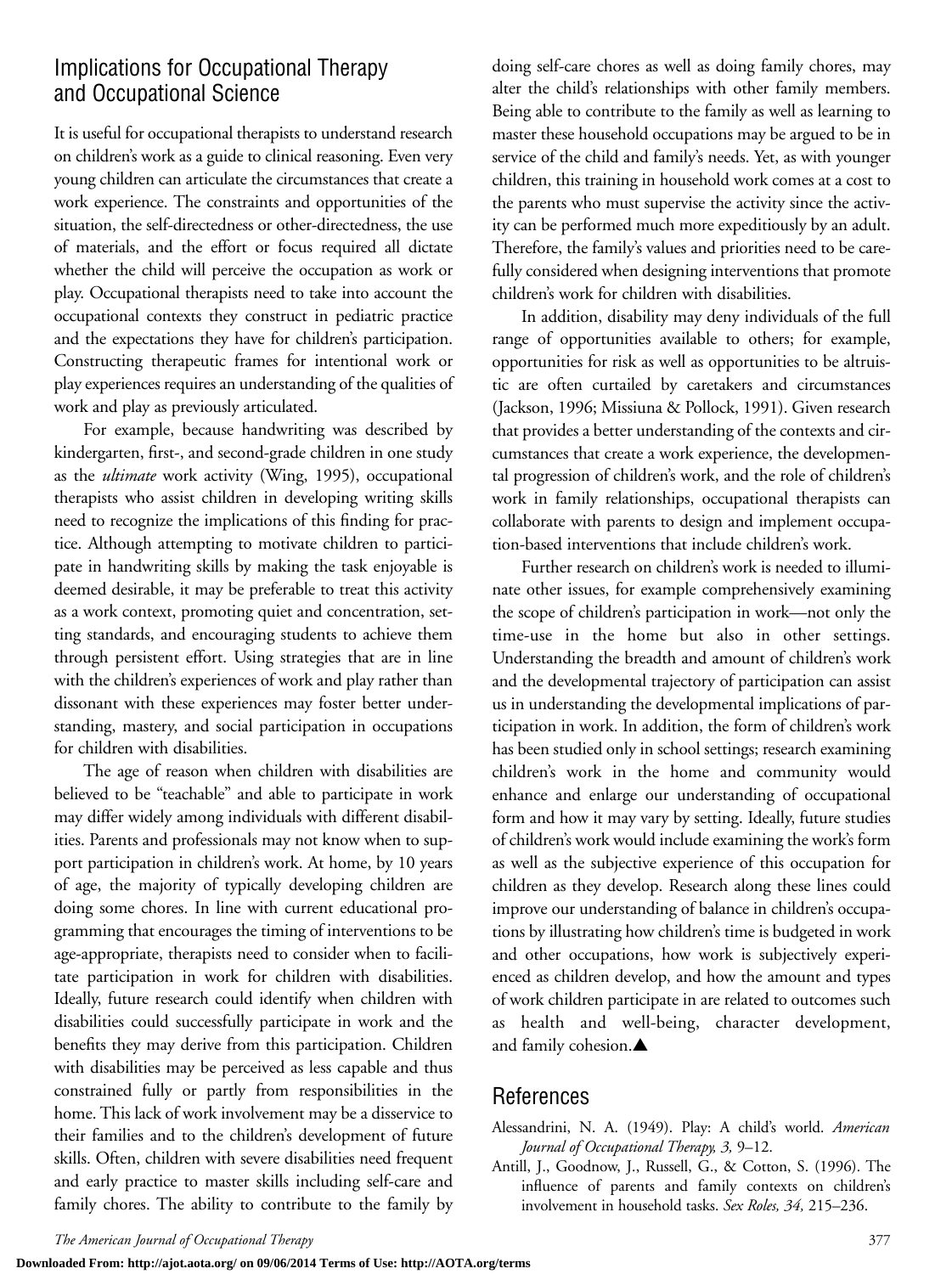## Implications for Occupational Therapy and Occupational Science

It is useful for occupational therapists to understand research on children's work as a guide to clinical reasoning. Even very young children can articulate the circumstances that create a work experience. The constraints and opportunities of the situation, the self-directedness or other-directedness, the use of materials, and the effort or focus required all dictate whether the child will perceive the occupation as work or play. Occupational therapists need to take into account the occupational contexts they construct in pediatric practice and the expectations they have for children's participation. Constructing therapeutic frames for intentional work or play experiences requires an understanding of the qualities of work and play as previously articulated.

For example, because handwriting was described by kindergarten, first-, and second-grade children in one study as the *ultimate* work activity (Wing, 1995), occupational therapists who assist children in developing writing skills need to recognize the implications of this finding for practice. Although attempting to motivate children to participate in handwriting skills by making the task enjoyable is deemed desirable, it may be preferable to treat this activity as a work context, promoting quiet and concentration, setting standards, and encouraging students to achieve them through persistent effort. Using strategies that are in line with the children's experiences of work and play rather than dissonant with these experiences may foster better understanding, mastery, and social participation in occupations for children with disabilities.

The age of reason when children with disabilities are believed to be "teachable" and able to participate in work may differ widely among individuals with different disabilities. Parents and professionals may not know when to support participation in children's work. At home, by 10 years of age, the majority of typically developing children are doing some chores. In line with current educational programming that encourages the timing of interventions to be age-appropriate, therapists need to consider when to facilitate participation in work for children with disabilities. Ideally, future research could identify when children with disabilities could successfully participate in work and the benefits they may derive from this participation. Children with disabilities may be perceived as less capable and thus constrained fully or partly from responsibilities in the home. This lack of work involvement may be a disservice to their families and to the children's development of future skills. Often, children with severe disabilities need frequent and early practice to master skills including self-care and family chores. The ability to contribute to the family by doing self-care chores as well as doing family chores, may alter the child's relationships with other family members. Being able to contribute to the family as well as learning to master these household occupations may be argued to be in service of the child and family's needs. Yet, as with younger children, this training in household work comes at a cost to the parents who must supervise the activity since the activity can be performed much more expeditiously by an adult. Therefore, the family's values and priorities need to be carefully considered when designing interventions that promote children's work for children with disabilities.

In addition, disability may deny individuals of the full range of opportunities available to others; for example, opportunities for risk as well as opportunities to be altruistic are often curtailed by caretakers and circumstances (Jackson, 1996; Missiuna & Pollock, 1991). Given research that provides a better understanding of the contexts and circumstances that create a work experience, the developmental progression of children's work, and the role of children's work in family relationships, occupational therapists can collaborate with parents to design and implement occupation-based interventions that include children's work.

Further research on children's work is needed to illuminate other issues, for example comprehensively examining the scope of children's participation in work—not only the time-use in the home but also in other settings. Understanding the breadth and amount of children's work and the developmental trajectory of participation can assist us in understanding the developmental implications of participation in work. In addition, the form of children's work has been studied only in school settings; research examining children's work in the home and community would enhance and enlarge our understanding of occupational form and how it may vary by setting. Ideally, future studies of children's work would include examining the work's form as well as the subjective experience of this occupation for children as they develop. Research along these lines could improve our understanding of balance in children's occupations by illustrating how children's time is budgeted in work and other occupations, how work is subjectively experienced as children develop, and how the amount and types of work children participate in are related to outcomes such as health and well-being, character development, and family cohesion.▲

## References

Alessandrini, N. A. (1949). Play: A child's world. *American Journal of Occupational Therapy, 3,* 9–12.

Antill, J., Goodnow, J., Russell, G., & Cotton, S. (1996). The influence of parents and family contexts on children's involvement in household tasks. *Sex Roles, 34,* 215–236.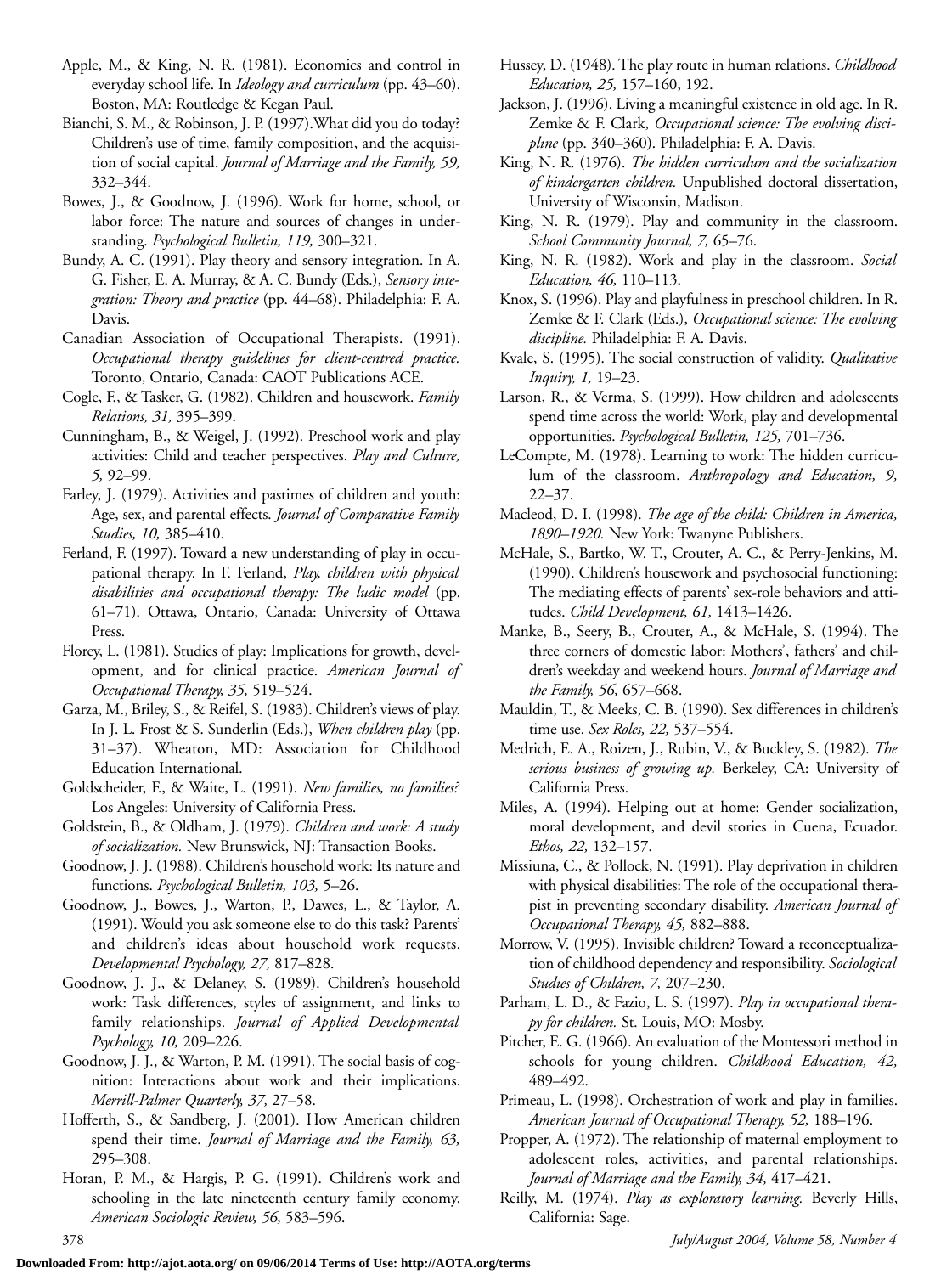Apple, M., & King, N. R. (1981). Economics and control in everyday school life. In *Ideology and curriculum* (pp. 43–60). Boston, MA: Routledge & Kegan Paul.

Bianchi, S. M., & Robinson, J. P. (1997).What did you do today? Children's use of time, family composition, and the acquisition of social capital. *Journal of Marriage and the Family, 59,* 332–344.

Bowes, J., & Goodnow, J. (1996). Work for home, school, or labor force: The nature and sources of changes in understanding. *Psychological Bulletin, 119,* 300–321.

Bundy, A. C. (1991). Play theory and sensory integration. In A. G. Fisher, E. A. Murray, & A. C. Bundy (Eds.), *Sensory integration: Theory and practice* (pp. 44–68). Philadelphia: F. A. Davis.

Canadian Association of Occupational Therapists. (1991). *Occupational therapy guidelines for client-centred practice.* Toronto, Ontario, Canada: CAOT Publications ACE.

Cogle, F., & Tasker, G. (1982). Children and housework. *Family Relations, 31,* 395–399.

Cunningham, B., & Weigel, J. (1992). Preschool work and play activities: Child and teacher perspectives. *Play and Culture, 5,* 92–99.

Farley, J. (1979). Activities and pastimes of children and youth: Age, sex, and parental effects. *Journal of Comparative Family Studies, 10,* 385–410.

Ferland, F. (1997). Toward a new understanding of play in occupational therapy. In F. Ferland, *Play, children with physical disabilities and occupational therapy: The ludic model* (pp. 61–71). Ottawa, Ontario, Canada: University of Ottawa Press.

Florey, L. (1981). Studies of play: Implications for growth, development, and for clinical practice. *American Journal of Occupational Therapy, 35,* 519–524.

Garza, M., Briley, S., & Reifel, S. (1983). Children's views of play. In J. L. Frost & S. Sunderlin (Eds.), *When children play* (pp. 31–37). Wheaton, MD: Association for Childhood Education International.

Goldscheider, F., & Waite, L. (1991). *New families, no families?* Los Angeles: University of California Press.

Goldstein, B., & Oldham, J. (1979). *Children and work: A study of socialization.* New Brunswick, NJ: Transaction Books.

Goodnow, J. J. (1988). Children's household work: Its nature and functions. *Psychological Bulletin, 103,* 5–26.

Goodnow, J., Bowes, J., Warton, P., Dawes, L., & Taylor, A. (1991). Would you ask someone else to do this task? Parents' and children's ideas about household work requests. *Developmental Psychology, 27,* 817–828.

Goodnow, J. J., & Delaney, S. (1989). Children's household work: Task differences, styles of assignment, and links to family relationships. *Journal of Applied Developmental Psychology, 10,* 209–226.

Goodnow, J. J., & Warton, P. M. (1991). The social basis of cognition: Interactions about work and their implications. *Merrill-Palmer Quarterly, 37,* 27–58.

Hofferth, S., & Sandberg, J. (2001). How American children spend their time. *Journal of Marriage and the Family, 63,* 295–308.

Horan, P. M., & Hargis, P. G. (1991). Children's work and schooling in the late nineteenth century family economy. *American Sociologic Review, 56,* 583–596.

Hussey, D. (1948). The play route in human relations. *Childhood Education, 25,* 157–160, 192.

Jackson, J. (1996). Living a meaningful existence in old age. In R. Zemke & F. Clark, *Occupational science: The evolving discipline* (pp. 340–360). Philadelphia: F. A. Davis.

King, N. R. (1976). *The hidden curriculum and the socialization of kindergarten children.* Unpublished doctoral dissertation, University of Wisconsin, Madison.

King, N. R. (1979). Play and community in the classroom. *School Community Journal, 7,* 65–76.

King, N. R. (1982). Work and play in the classroom. *Social Education, 46,* 110–113.

Knox, S. (1996). Play and playfulness in preschool children. In R. Zemke & F. Clark (Eds.), *Occupational science: The evolving discipline.* Philadelphia: F. A. Davis.

Kvale, S. (1995). The social construction of validity. *Qualitative Inquiry, 1,* 19–23.

Larson, R., & Verma, S. (1999). How children and adolescents spend time across the world: Work, play and developmental opportunities. *Psychological Bulletin, 125,* 701–736.

LeCompte, M. (1978). Learning to work: The hidden curriculum of the classroom. *Anthropology and Education, 9,* 22–37.

Macleod, D. I. (1998). *The age of the child: Children in America, 1890–1920.* New York: Twanyne Publishers.

McHale, S., Bartko, W. T., Crouter, A. C., & Perry-Jenkins, M. (1990). Children's housework and psychosocial functioning: The mediating effects of parents' sex-role behaviors and attitudes. *Child Development, 61,* 1413–1426.

Manke, B., Seery, B., Crouter, A., & McHale, S. (1994). The three corners of domestic labor: Mothers', fathers' and children's weekday and weekend hours. *Journal of Marriage and the Family, 56,* 657–668.

Mauldin, T., & Meeks, C. B. (1990). Sex differences in children's time use. *Sex Roles, 22,* 537–554.

Medrich, E. A., Roizen, J., Rubin, V., & Buckley, S. (1982). *The serious business of growing up.* Berkeley, CA: University of California Press.

Miles, A. (1994). Helping out at home: Gender socialization, moral development, and devil stories in Cuena, Ecuador. *Ethos, 22,* 132–157.

Missiuna, C., & Pollock, N. (1991). Play deprivation in children with physical disabilities: The role of the occupational therapist in preventing secondary disability. *American Journal of Occupational Therapy, 45,* 882–888.

Morrow, V. (1995). Invisible children? Toward a reconceptualization of childhood dependency and responsibility. *Sociological Studies of Children, 7,* 207–230.

Parham, L. D., & Fazio, L. S. (1997). *Play in occupational therapy for children.* St. Louis, MO: Mosby.

Pitcher, E. G. (1966). An evaluation of the Montessori method in schools for young children. *Childhood Education, 42,* 489–492.

Primeau, L. (1998). Orchestration of work and play in families. *American Journal of Occupational Therapy, 52,* 188–196.

Propper, A. (1972). The relationship of maternal employment to adolescent roles, activities, and parental relationships. *Journal of Marriage and the Family, 34,* 417–421.

Reilly, M. (1974). *Play as exploratory learning.* Beverly Hills, California: Sage.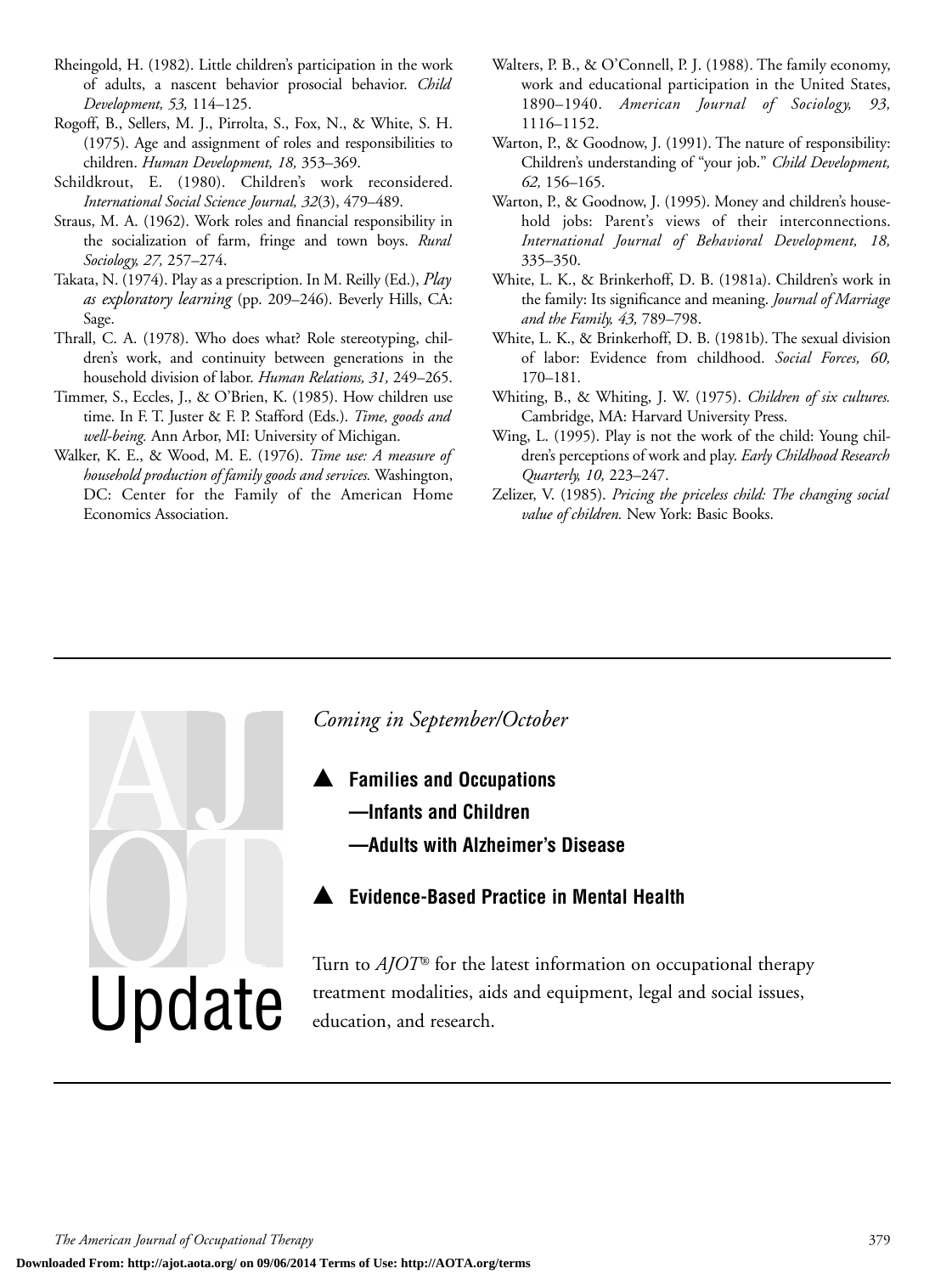Rheingold, H. (1982). Little children's participation in the work of adults, a nascent behavior prosocial behavior. *Child Development, 53,* 114–125.

Rogoff, B., Sellers, M. J., Pirrolta, S., Fox, N., & White, S. H. (1975). Age and assignment of roles and responsibilities to children. *Human Development, 18,* 353–369.

Schildkrout, E. (1980). Children's work reconsidered. *International Social Science Journal, 32*(3), 479–489.

Straus, M. A. (1962). Work roles and financial responsibility in the socialization of farm, fringe and town boys. *Rural Sociology, 27,* 257–274.

Takata, N. (1974). Play as a prescription. In M. Reilly (Ed.), *Play as exploratory learning* (pp. 209–246). Beverly Hills, CA: Sage.

Thrall, C. A. (1978). Who does what? Role stereotyping, children's work, and continuity between generations in the household division of labor. *Human Relations, 31,* 249–265.

Timmer, S., Eccles, J., & O'Brien, K. (1985). How children use time. In F. T. Juster & F. P. Stafford (Eds.). *Time, goods and well-being.* Ann Arbor, MI: University of Michigan.

Walker, K. E., & Wood, M. E. (1976). *Time use: A measure of household production of family goods and services.* Washington, DC: Center for the Family of the American Home Economics Association.

Walters, P. B., & O'Connell, P. J. (1988). The family economy, work and educational participation in the United States, 1890–1940. *American Journal of Sociology, 93,* 1116–1152.

Warton, P., & Goodnow, J. (1991). The nature of responsibility: Children's understanding of "your job." *Child Development, 62,* 156–165.

Warton, P., & Goodnow, J. (1995). Money and children's household jobs: Parent's views of their interconnections. *International Journal of Behavioral Development, 18,* 335–350.

White, L. K., & Brinkerhoff, D. B. (1981a). Children's work in the family: Its significance and meaning. *Journal of Marriage and the Family, 43,* 789–798.

White, L. K., & Brinkerhoff, D. B. (1981b). The sexual division of labor: Evidence from childhood. *Social Forces, 60,* 170–181.

Whiting, B., & Whiting, J. W. (1975). *Children of six cultures.* Cambridge, MA: Harvard University Press.

Wing, L. (1995). Play is not the work of the child: Young children's perceptions of work and play. *Early Childhood Research Quarterly, 10,* 223–247.

Zelizer, V. (1985). *Pricing the priceless child: The changing social value of children.* New York: Basic Books.

---

AJOT Update

*Coming in September/October*

- **Families and Occupations**
  - **—Infants and Children**
  - **—Adults with Alzheimer's Disease**
- **Evidence-Based Practice in Mental Health**

Turn to *AJOT*® for the latest information on occupational therapy treatment modalities, aids and equipment, legal and social issues, education, and research.